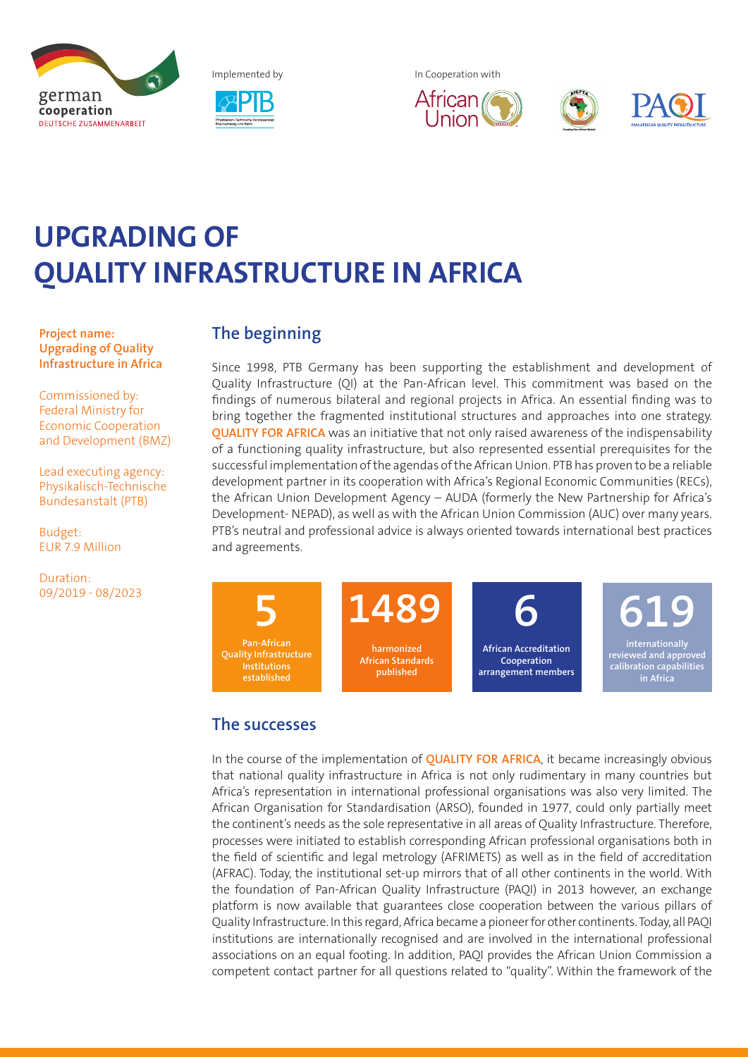german cooperation
DEUTSCHE ZUSAMMENARBEIT

Implemented by

In Cooperation with

# UPGRADING OF QUALITY INFRASTRUCTURE IN AFRICA

**Project name: Upgrading of Quality Infrastructure in Africa**

Commissioned by: Federal Ministry for Economic Cooperation and Development (BMZ)

Lead executing agency: Physikalisch-Technische Bundesanstalt (PTB)

Budget: EUR 7.9 Million

Duration: 09/2019 - 08/2023

## The beginning

Since 1998, PTB Germany has been supporting the establishment and development of Quality Infrastructure (QI) at the Pan-African level. This commitment was based on the findings of numerous bilateral and regional projects in Africa. An essential finding was to bring together the fragmented institutional structures and approaches into one strategy. **QUALITY FOR AFRICA** was an initiative that not only raised awareness of the indispensability of a functioning quality infrastructure, but also represented essential prerequisites for the successful implementation of the agendas of the African Union. PTB has proven to be a reliable development partner in its cooperation with Africa's Regional Economic Communities (RECs), the African Union Development Agency – AUDA (formerly the New Partnership for Africa's Development- NEPAD), as well as with the African Union Commission (AUC) over many years. PTB's neutral and professional advice is always oriented towards international best practices and agreements.

**5**
Pan-African Quality Infrastructure Institutions established

**1489**
harmonized African Standards published

**6**
African Accreditation Cooperation arrangement members

**619**
internationally reviewed and approved calibration capabilities in Africa

## The successes

In the course of the implementation of **QUALITY FOR AFRICA**, it became increasingly obvious that national quality infrastructure in Africa is not only rudimentary in many countries but Africa's representation in international professional organisations was also very limited. The African Organisation for Standardisation (ARSO), founded in 1977, could only partially meet the continent's needs as the sole representative in all areas of Quality Infrastructure. Therefore, processes were initiated to establish corresponding African professional organisations both in the field of scientific and legal metrology (AFRIMETS) as well as in the field of accreditation (AFRAC). Today, the institutional set-up mirrors that of all other continents in the world. With the foundation of Pan-African Quality Infrastructure (PAQI) in 2013 however, an exchange platform is now available that guarantees close cooperation between the various pillars of Quality Infrastructure. In this regard, Africa became a pioneer for other continents. Today, all PAQI institutions are internationally recognised and are involved in the international professional associations on an equal footing. In addition, PAQI provides the African Union Commission a competent contact partner for all questions related to "quality". Within the framework of the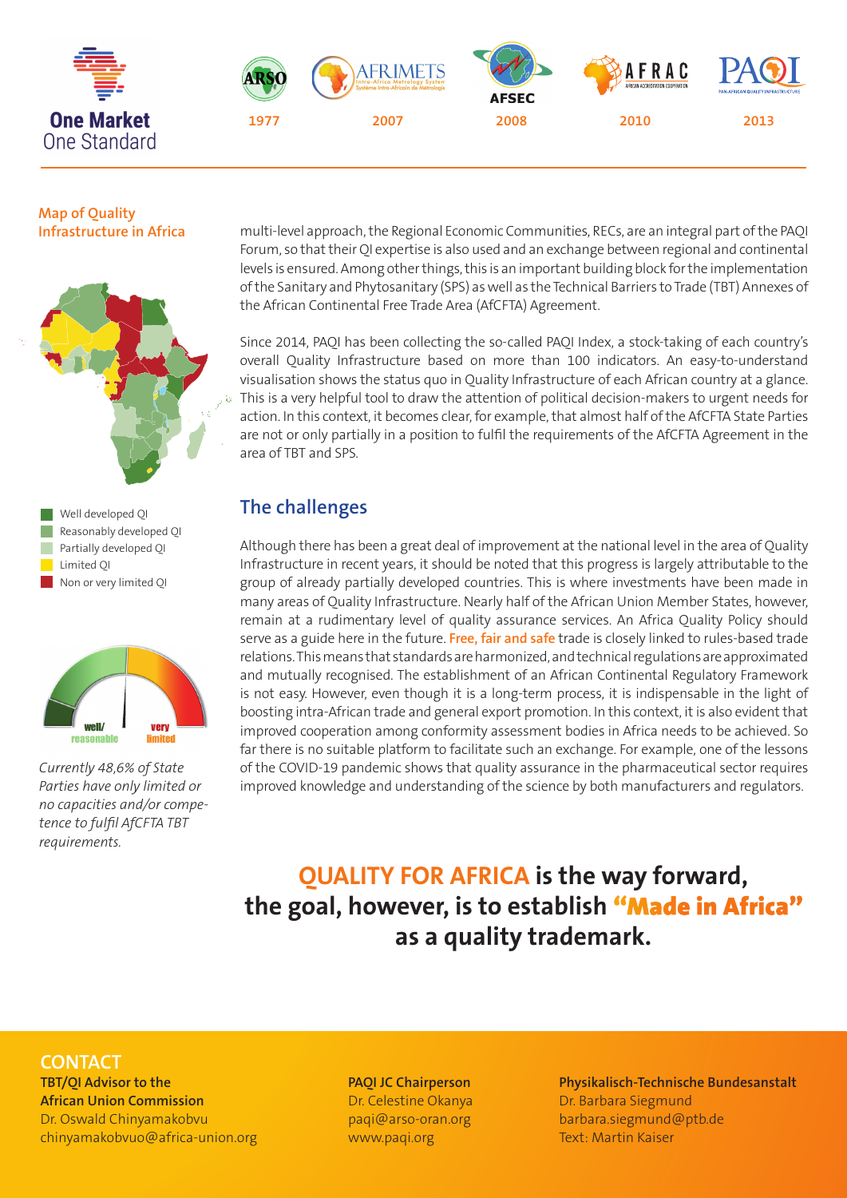One Market
One Standard

ARSO 1977
AFRIMETS 2007
AFSEC 2008
AFRAC 2010
PAQI 2013

**Map of Quality Infrastructure in Africa**

Well developed QI
Reasonably developed QI
Partially developed QI
Limited QI
Non or very limited QI

well/ reasonable
very limited

*Currently 48,6% of State Parties have only limited or no capacities and/or competence to fulfil AfCFTA TBT requirements.*

multi-level approach, the Regional Economic Communities, RECs, are an integral part of the PAQI Forum, so that their QI expertise is also used and an exchange between regional and continental levels is ensured. Among other things, this is an important building block for the implementation of the Sanitary and Phytosanitary (SPS) as well as the Technical Barriers to Trade (TBT) Annexes of the African Continental Free Trade Area (AfCFTA) Agreement.

Since 2014, PAQI has been collecting the so-called PAQI Index, a stock-taking of each country's overall Quality Infrastructure based on more than 100 indicators. An easy-to-understand visualisation shows the status quo in Quality Infrastructure of each African country at a glance. This is a very helpful tool to draw the attention of political decision-makers to urgent needs for action. In this context, it becomes clear, for example, that almost half of the AfCFTA State Parties are not or only partially in a position to fulfil the requirements of the AfCFTA Agreement in the area of TBT and SPS.

## The challenges

Although there has been a great deal of improvement at the national level in the area of Quality Infrastructure in recent years, it should be noted that this progress is largely attributable to the group of already partially developed countries. This is where investments have been made in many areas of Quality Infrastructure. Nearly half of the African Union Member States, however, remain at a rudimentary level of quality assurance services. An Africa Quality Policy should serve as a guide here in the future. **Free, fair and safe** trade is closely linked to rules-based trade relations. This means that standards are harmonized, and technical regulations are approximated and mutually recognised. The establishment of an African Continental Regulatory Framework is not easy. However, even though it is a long-term process, it is indispensable in the light of boosting intra-African trade and general export promotion. In this context, it is also evident that improved cooperation among conformity assessment bodies in Africa needs to be achieved. So far there is no suitable platform to facilitate such an exchange. For example, one of the lessons of the COVID-19 pandemic shows that quality assurance in the pharmaceutical sector requires improved knowledge and understanding of the science by both manufacturers and regulators.

**QUALITY FOR AFRICA is the way forward, the goal, however, is to establish "Made in Africa" as a quality trademark.**

## CONTACT

**TBT/QI Advisor to the African Union Commission**
Dr. Oswald Chinyamakobvu
chinyamakobvuo@africa-union.org

**PAQI JC Chairperson**
Dr. Celestine Okanya
paqi@arso-oran.org
www.paqi.org

**Physikalisch-Technische Bundesanstalt**
Dr. Barbara Siegmund
barbara.siegmund@ptb.de
Text: Martin Kaiser